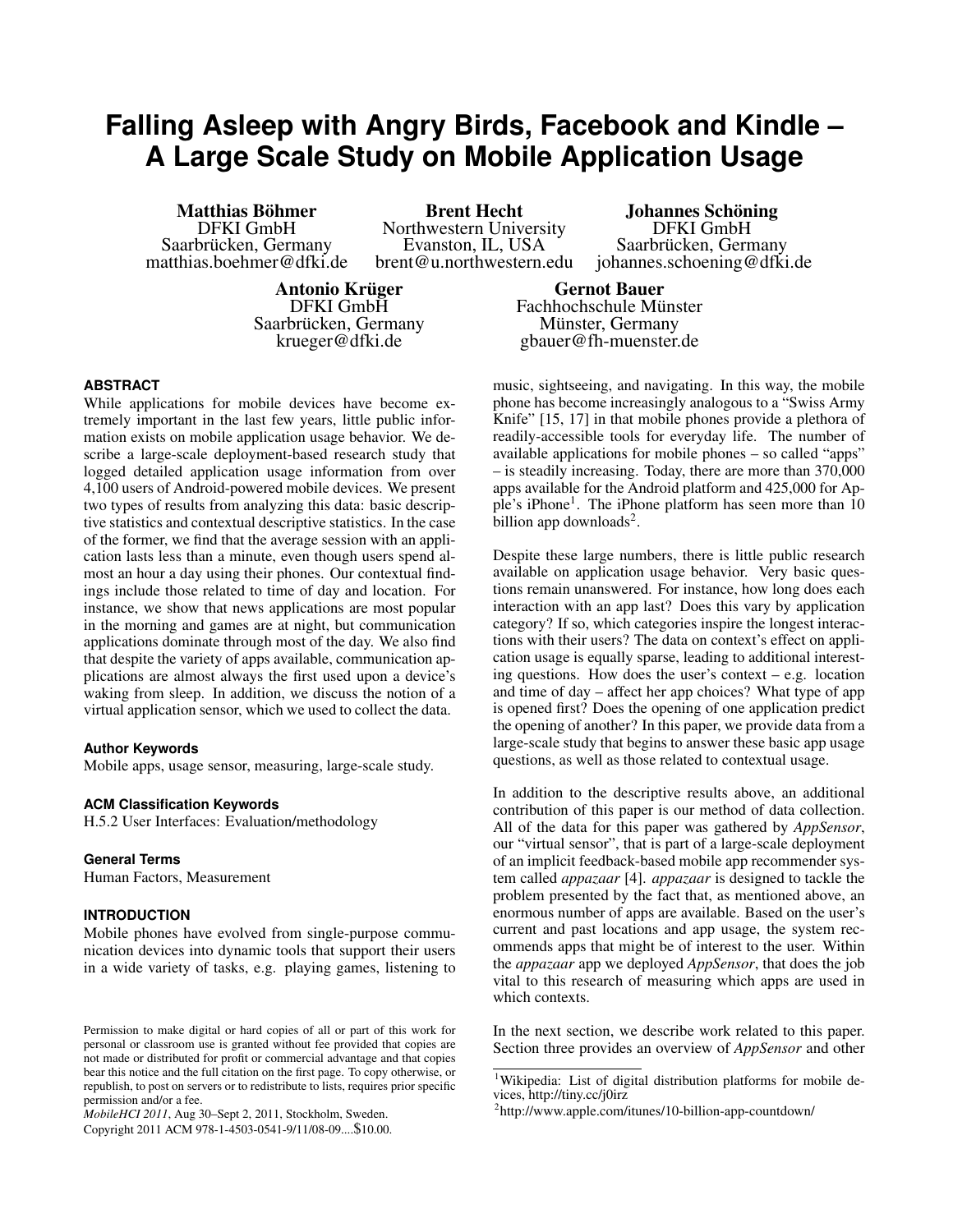# Falling Asleep with Angry Birds, Facebook and Kindle – A Large Scale Study on Mobile Application Usage

**Matthias Böhmer**
DFKI GmbH
Saarbrücken, Germany
matthias.boehmer@dfki.de

**Brent Hecht**
Northwestern University
Evanston, IL, USA
brent@u.northwestern.edu

**Johannes Schöning**
DFKI GmbH
Saarbrücken, Germany
johannes.schoening@dfki.de

**Antonio Krüger**
DFKI GmbH
Saarbrücken, Germany
krueger@dfki.de

**Gernot Bauer**
Fachhochschule Münster
Münster, Germany
gbauer@fh-muenster.de

## ABSTRACT

While applications for mobile devices have become extremely important in the last few years, little public information exists on mobile application usage behavior. We describe a large-scale deployment-based research study that logged detailed application usage information from over 4,100 users of Android-powered mobile devices. We present two types of results from analyzing this data: basic descriptive statistics and contextual descriptive statistics. In the case of the former, we find that the average session with an application lasts less than a minute, even though users spend almost an hour a day using their phones. Our contextual findings include those related to time of day and location. For instance, we show that news applications are most popular in the morning and games are at night, but communication applications dominate through most of the day. We also find that despite the variety of apps available, communication applications are almost always the first used upon a device's waking from sleep. In addition, we discuss the notion of a virtual application sensor, which we used to collect the data.

### Author Keywords

Mobile apps, usage sensor, measuring, large-scale study.

### ACM Classification Keywords

H.5.2 User Interfaces: Evaluation/methodology

### General Terms

Human Factors, Measurement

## INTRODUCTION

Mobile phones have evolved from single-purpose communication devices into dynamic tools that support their users in a wide variety of tasks, e.g. playing games, listening to music, sightseeing, and navigating. In this way, the mobile phone has become increasingly analogous to a "Swiss Army Knife" [15, 17] in that mobile phones provide a plethora of readily-accessible tools for everyday life. The number of available applications for mobile phones – so called "apps" – is steadily increasing. Today, there are more than 370,000 apps available for the Android platform and 425,000 for Apple's iPhone[1]. The iPhone platform has seen more than 10 billion app downloads[2].

Despite these large numbers, there is little public research available on application usage behavior. Very basic questions remain unanswered. For instance, how long does each interaction with an app last? Does this vary by application category? If so, which categories inspire the longest interactions with their users? The data on context's effect on application usage is equally sparse, leading to additional interesting questions. How does the user's context – e.g. location and time of day – affect her app choices? What type of app is opened first? Does the opening of one application predict the opening of another? In this paper, we provide data from a large-scale study that begins to answer these basic app usage questions, as well as those related to contextual usage.

In addition to the descriptive results above, an additional contribution of this paper is our method of data collection. All of the data for this paper was gathered by *AppSensor*, our "virtual sensor", that is part of a large-scale deployment of an implicit feedback-based mobile app recommender system called *appazaar* [4]. *appazaar* is designed to tackle the problem presented by the fact that, as mentioned above, an enormous number of apps are available. Based on the user's current and past locations and app usage, the system recommends apps that might be of interest to the user. Within the *appazaar* app we deployed *AppSensor*, that does the job vital to this research of measuring which apps are used in which contexts.

In the next section, we describe work related to this paper. Section three provides an overview of *AppSensor* and other

Permission to make digital or hard copies of all or part of this work for personal or classroom use is granted without fee provided that copies are not made or distributed for profit or commercial advantage and that copies bear this notice and the full citation on the first page. To copy otherwise, or republish, to post on servers or to redistribute to lists, requires prior specific permission and/or a fee.
*MobileHCI 2011*, Aug 30–Sept 2, 2011, Stockholm, Sweden.
Copyright 2011 ACM 978-1-4503-0541-9/11/08-09....$10.00.

[1] Wikipedia: List of digital distribution platforms for mobile devices, http://tiny.cc/j0irz

[2] http://www.apple.com/itunes/10-billion-app-countdown/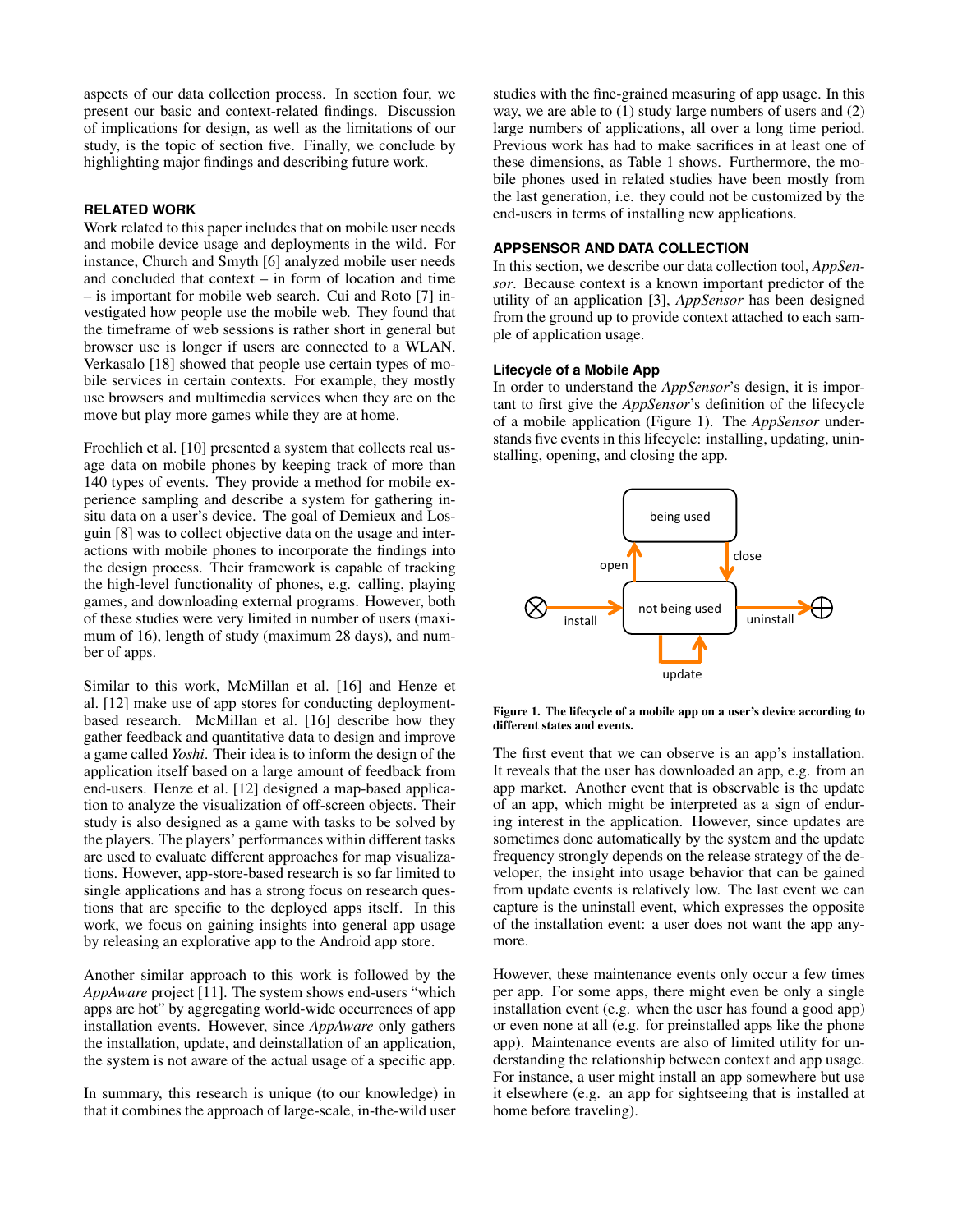aspects of our data collection process. In section four, we present our basic and context-related findings. Discussion of implications for design, as well as the limitations of our study, is the topic of section five. Finally, we conclude by highlighting major findings and describing future work.

## RELATED WORK

Work related to this paper includes that on mobile user needs and mobile device usage and deployments in the wild. For instance, Church and Smyth [6] analyzed mobile user needs and concluded that context – in form of location and time – is important for mobile web search. Cui and Roto [7] investigated how people use the mobile web. They found that the timeframe of web sessions is rather short in general but browser use is longer if users are connected to a WLAN. Verkasalo [18] showed that people use certain types of mobile services in certain contexts. For example, they mostly use browsers and multimedia services when they are on the move but play more games while they are at home.

Froehlich et al. [10] presented a system that collects real usage data on mobile phones by keeping track of more than 140 types of events. They provide a method for mobile experience sampling and describe a system for gathering in-situ data on a user's device. The goal of Demieux and Losguin [8] was to collect objective data on the usage and interactions with mobile phones to incorporate the findings into the design process. Their framework is capable of tracking the high-level functionality of phones, e.g. calling, playing games, and downloading external programs. However, both of these studies were very limited in number of users (maximum of 16), length of study (maximum 28 days), and number of apps.

Similar to this work, McMillan et al. [16] and Henze et al. [12] make use of app stores for conducting deployment-based research. McMillan et al. [16] describe how they gather feedback and quantitative data to design and improve a game called *Yoshi*. Their idea is to inform the design of the application itself based on a large amount of feedback from end-users. Henze et al. [12] designed a map-based application to analyze the visualization of off-screen objects. Their study is also designed as a game with tasks to be solved by the players. The players' performances within different tasks are used to evaluate different approaches for map visualizations. However, app-store-based research is so far limited to single applications and has a strong focus on research questions that are specific to the deployed apps itself. In this work, we focus on gaining insights into general app usage by releasing an explorative app to the Android app store.

Another similar approach to this work is followed by the *AppAware* project [11]. The system shows end-users "which apps are hot" by aggregating world-wide occurrences of app installation events. However, since *AppAware* only gathers the installation, update, and deinstallation of an application, the system is not aware of the actual usage of a specific app.

In summary, this research is unique (to our knowledge) in that it combines the approach of large-scale, in-the-wild user studies with the fine-grained measuring of app usage. In this way, we are able to (1) study large numbers of users and (2) large numbers of applications, all over a long time period. Previous work has had to make sacrifices in at least one of these dimensions, as Table 1 shows. Furthermore, the mobile phones used in related studies have been mostly from the last generation, i.e. they could not be customized by the end-users in terms of installing new applications.

## APPSENSOR AND DATA COLLECTION

In this section, we describe our data collection tool, *AppSensor*. Because context is a known important predictor of the utility of an application [3], *AppSensor* has been designed from the ground up to provide context attached to each sample of application usage.

### Lifecycle of a Mobile App

In order to understand the *AppSensor*'s design, it is important to first give the *AppSensor*'s definition of the lifecycle of a mobile application (Figure 1). The *AppSensor* understands five events in this lifecycle: installing, updating, uninstalling, opening, and closing the app.

being used

open

close

install

not being used

uninstall

update

**Figure 1. The lifecycle of a mobile app on a user's device according to different states and events.**

The first event that we can observe is an app's installation. It reveals that the user has downloaded an app, e.g. from an app market. Another event that is observable is the update of an app, which might be interpreted as a sign of enduring interest in the application. However, since updates are sometimes done automatically by the system and the update frequency strongly depends on the release strategy of the developer, the insight into usage behavior that can be gained from update events is relatively low. The last event we can capture is the uninstall event, which expresses the opposite of the installation event: a user does not want the app anymore.

However, these maintenance events only occur a few times per app. For some apps, there might even be only a single installation event (e.g. when the user has found a good app) or even none at all (e.g. for preinstalled apps like the phone app). Maintenance events are also of limited utility for understanding the relationship between context and app usage. For instance, a user might install an app somewhere but use it elsewhere (e.g. an app for sightseeing that is installed at home before traveling).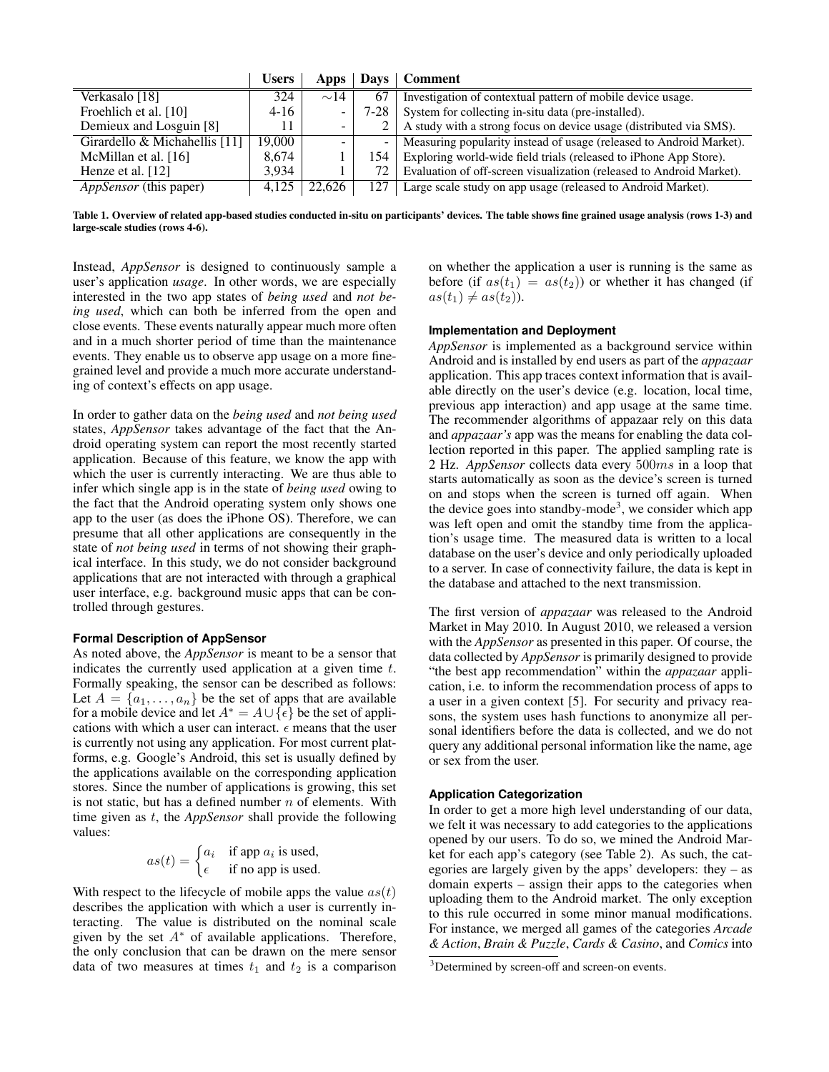|  | Users | Apps | Days | Comment |
|---|---|---|---|---|
| Verkasalo [18] | 324 | $\sim$14 | 67 | Investigation of contextual pattern of mobile device usage. |
| Froehlich et al. [10] | 4-16 | - | 7-28 | System for collecting in-situ data (pre-installed). |
| Demieux and Losguin [8] | 11 | - | 2 | A study with a strong focus on device usage (distributed via SMS). |
| Girardello & Michahellis [11] | 19,000 | - | - | Measuring popularity instead of usage (released to Android Market). |
| McMillan et al. [16] | 8,674 | 1 | 154 | Exploring world-wide field trials (released to iPhone App Store). |
| Henze et al. [12] | 3,934 | 1 | 72 | Evaluation of off-screen visualization (released to Android Market). |
| *AppSensor* (this paper) | 4,125 | 22,626 | 127 | Large scale study on app usage (released to Android Market). |

**Table 1. Overview of related app-based studies conducted in-situ on participants' devices. The table shows fine grained usage analysis (rows 1-3) and large-scale studies (rows 4-6).**

Instead, *AppSensor* is designed to continuously sample a user's application *usage*. In other words, we are especially interested in the two app states of *being used* and *not being used*, which can both be inferred from the open and close events. These events naturally appear much more often and in a much shorter period of time than the maintenance events. They enable us to observe app usage on a more fine-grained level and provide a much more accurate understanding of context's effects on app usage.

In order to gather data on the *being used* and *not being used* states, *AppSensor* takes advantage of the fact that the Android operating system can report the most recently started application. Because of this feature, we know the app with which the user is currently interacting. We are thus able to infer which single app is in the state of *being used* owing to the fact that the Android operating system only shows one app to the user (as does the iPhone OS). Therefore, we can presume that all other applications are consequently in the state of *not being used* in terms of not showing their graphical interface. In this study, we do not consider background applications that are not interacted with through a graphical user interface, e.g. background music apps that can be controlled through gestures.

#### Formal Description of AppSensor

As noted above, the *AppSensor* is meant to be a sensor that indicates the currently used application at a given time $t$. Formally speaking, the sensor can be described as follows: Let $A = \{a_1, \ldots, a_n\}$ be the set of apps that are available for a mobile device and let $A^* = A \cup \{\epsilon\}$ be the set of applications with which a user can interact. $\epsilon$ means that the user is currently not using any application. For most current platforms, e.g. Google's Android, this set is usually defined by the applications available on the corresponding application stores. Since the number of applications is growing, this set is not static, but has a defined number $n$ of elements. With time given as $t$, the *AppSensor* shall provide the following values:

$$as(t) = \begin{cases} a_i & \text{if app } a_i \text{ is used,} \\ \epsilon & \text{if no app is used.} \end{cases}$$

With respect to the lifecycle of mobile apps the value $as(t)$ describes the application with which a user is currently interacting. The value is distributed on the nominal scale given by the set $A^*$ of available applications. Therefore, the only conclusion that can be drawn on the mere sensor data of two measures at times $t_1$ and $t_2$ is a comparison on whether the application a user is running is the same as before (if $as(t_1) = as(t_2)$) or whether it has changed (if $as(t_1) \neq as(t_2)$).

#### Implementation and Deployment

*AppSensor* is implemented as a background service within Android and is installed by end users as part of the *appazaar* application. This app traces context information that is available directly on the user's device (e.g. location, local time, previous app interaction) and app usage at the same time. The recommender algorithms of appazaar rely on this data and *appazaar's* app was the means for enabling the data collection reported in this paper. The applied sampling rate is 2 Hz. *AppSensor* collects data every $500ms$ in a loop that starts automatically as soon as the device's screen is turned on and stops when the screen is turned off again. When the device goes into standby-mode[3], we consider which app was left open and omit the standby time from the application's usage time. The measured data is written to a local database on the user's device and only periodically uploaded to a server. In case of connectivity failure, the data is kept in the database and attached to the next transmission.

The first version of *appazaar* was released to the Android Market in May 2010. In August 2010, we released a version with the *AppSensor* as presented in this paper. Of course, the data collected by *AppSensor* is primarily designed to provide "the best app recommendation" within the *appazaar* application, i.e. to inform the recommendation process of apps to a user in a given context [5]. For security and privacy reasons, the system uses hash functions to anonymize all personal identifiers before the data is collected, and we do not query any additional personal information like the name, age or sex from the user.

#### Application Categorization

In order to get a more high level understanding of our data, we felt it was necessary to add categories to the applications opened by our users. To do so, we mined the Android Market for each app's category (see Table 2). As such, the categories are largely given by the apps' developers: they – as domain experts – assign their apps to the categories when uploading them to the Android market. The only exception to this rule occurred in some minor manual modifications. For instance, we merged all games of the categories *Arcade & Action*, *Brain & Puzzle*, *Cards & Casino*, and *Comics* into

[3] Determined by screen-off and screen-on events.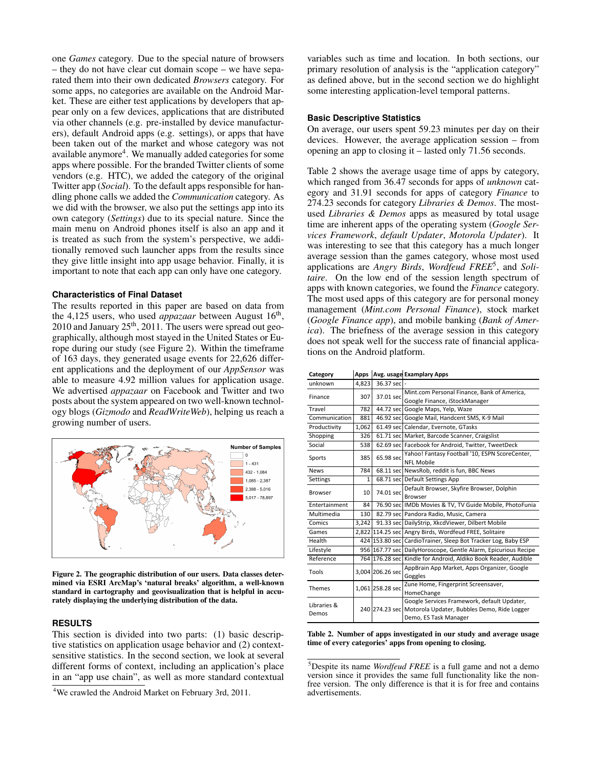one *Games* category. Due to the special nature of browsers – they do not have clear cut domain scope – we have separated them into their own dedicated *Browsers* category. For some apps, no categories are available on the Android Market. These are either test applications by developers that appear only on a few devices, applications that are distributed via other channels (e.g. pre-installed by device manufacturers), default Android apps (e.g. settings), or apps that have been taken out of the market and whose category was not available anymore[4]. We manually added categories for some apps where possible. For the branded Twitter clients of some vendors (e.g. HTC), we added the category of the original Twitter app (*Social*). To the default apps responsible for handling phone calls we added the *Communication* category. As we did with the browser, we also put the settings app into its own category (*Settings*) due to its special nature. Since the main menu on Android phones itself is also an app and it is treated as such from the system's perspective, we additionally removed such launcher apps from the results since they give little insight into app usage behavior. Finally, it is important to note that each app can only have one category.

### Characteristics of Final Dataset

The results reported in this paper are based on data from the 4,125 users, who used *appazaar* between August 16th, 2010 and January 25th, 2011. The users were spread out geographically, although most stayed in the United States or Europe during our study (see Figure 2). Within the timeframe of 163 days, they generated usage events for 22,626 different applications and the deployment of our *AppSensor* was able to measure 4.92 million values for application usage. We advertised *appazaar* on Facebook and Twitter and two posts about the system appeared on two well-known technology blogs (*Gizmodo* and *ReadWriteWeb*), helping us reach a growing number of users.

**Figure 2. The geographic distribution of our users. Data classes determined via ESRI ArcMap's 'natural breaks' algorithm, a well-known standard in cartography and geovisualization that is helpful in accurately displaying the underlying distribution of the data.**

## RESULTS

This section is divided into two parts: (1) basic descriptive statistics on application usage behavior and (2) context-sensitive statistics. In the second section, we look at several different forms of context, including an application's place in an "app use chain", as well as more standard contextual variables such as time and location. In both sections, our primary resolution of analysis is the "application category" as defined above, but in the second section we do highlight some interesting application-level temporal patterns.

### Basic Descriptive Statistics

On average, our users spent 59.23 minutes per day on their devices. However, the average application session – from opening an app to closing it – lasted only 71.56 seconds.

Table 2 shows the average usage time of apps by category, which ranged from 36.47 seconds for apps of *unknown* category and 31.91 seconds for apps of category *Finance* to 274.23 seconds for category *Libraries & Demos*. The most-used *Libraries & Demos* apps as measured by total usage time are inherent apps of the operating system (*Google Services Framework*, *default Updater*, *Motorola Updater*). It was interesting to see that this category has a much longer average session than the games category, whose most used applications are *Angry Birds*, *Wordfeud FREE*[5], and *Solitaire*. On the low end of the session length spectrum of apps with known categories, we found the *Finance* category. The most used apps of this category are for personal money management (*Mint.com Personal Finance*), stock market (*Google Finance app*), and mobile banking (*Bank of America*). The briefness of the average session in this category does not speak well for the success rate of financial applications on the Android platform.

| Category | Apps | Avg. usage | Examplary Apps |
|---|---|---|---|
| unknown | 4,823 | 36.37 sec | - |
| Finance | 307 | 37.01 sec | Mint.com Personal Finance, Bank of America, Google Finance, iStockManager |
| Travel | 782 | 44.72 sec | Google Maps, Yelp, Waze |
| Communication | 881 | 46.92 sec | Google Mail, Handcent SMS, K-9 Mail |
| Productivity | 1,062 | 61.49 sec | Calendar, Evernote, GTasks |
| Shopping | 326 | 61.71 sec | Market, Barcode Scanner, Craigslist |
| Social | 538 | 62.69 sec | Facebook for Android, Twitter, TweetDeck |
| Sports | 385 | 65.98 sec | Yahoo! Fantasy Football '10, ESPN ScoreCenter, NFL Mobile |
| News | 784 | 68.11 sec | NewsRob, reddit is fun, BBC News |
| Settings | 1 | 68.71 sec | Default Settings App |
| Browser | 10 | 74.01 sec | Default Browser, Skyfire Browser, Dolphin Browser |
| Entertainment | 84 | 76.90 sec | IMDb Movies & TV, TV Guide Mobile, PhotoFunia |
| Multimedia | 130 | 82.79 sec | Pandora Radio, Music, Camera |
| Comics | 3,242 | 91.33 sec | DailyStrip, XkcdViewer, Dilbert Mobile |
| Games | 2,822 | 114.25 sec | Angry Birds, Wordfeud FREE, Solitaire |
| Health | 424 | 153.80 sec | CardioTrainer, Sleep Bot Tracker Log, Baby ESP |
| Lifestyle | 956 | 167.77 sec | DailyHoroscope, Gentle Alarm, Epicurious Recipe |
| Reference | 764 | 176.28 sec | Kindle for Android, Aldiko Book Reader, Audible |
| Tools | 3,004 | 206.26 sec | AppBrain App Market, Apps Organizer, Google Goggles |
| Themes | 1,061 | 258.28 sec | Zune Home, Fingerprint Screensaver, HomeChange |
| Libraries & Demos | 240 | 274.23 sec | Google Services Framework, default Updater, Motorola Updater, Bubbles Demo, Ride Logger Demo, ES Task Manager |

**Table 2. Number of apps investigated in our study and average usage time of every categories' apps from opening to closing.**

[4] We crawled the Android Market on February 3rd, 2011.

[5] Despite its name *Wordfeud FREE* is a full game and not a demo version since it provides the same full functionality like the non-free version. The only difference is that it is for free and contains advertisements.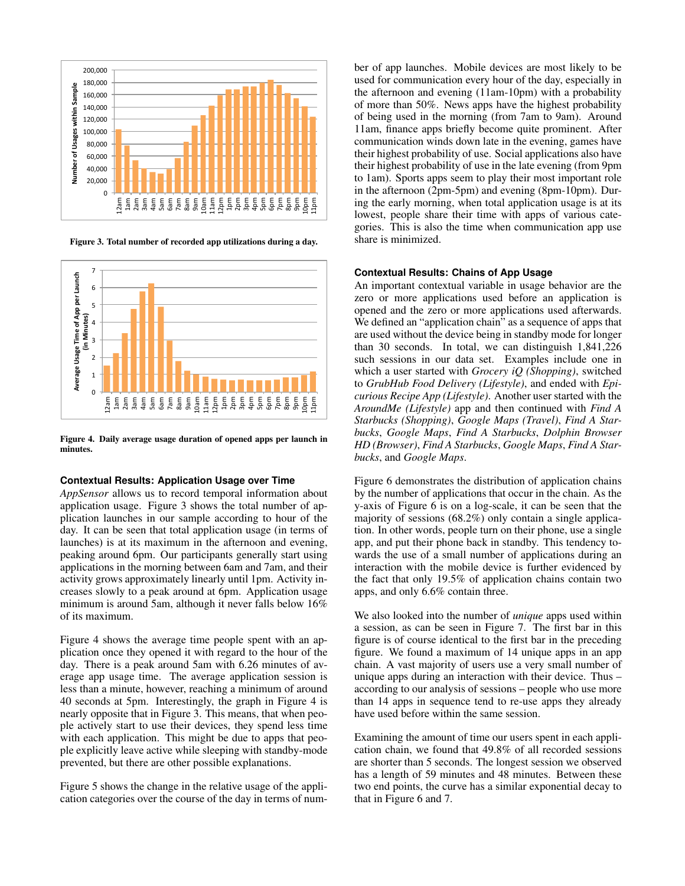Figure 3. Total number of recorded app utilizations during a day.

Figure 4. Daily average usage duration of opened apps per launch in minutes.

### Contextual Results: Application Usage over Time

*AppSensor* allows us to record temporal information about application usage. Figure 3 shows the total number of application launches in our sample according to hour of the day. It can be seen that total application usage (in terms of launches) is at its maximum in the afternoon and evening, peaking around 6pm. Our participants generally start using applications in the morning between 6am and 7am, and their activity grows approximately linearly until 1pm. Activity increases slowly to a peak around at 6pm. Application usage minimum is around 5am, although it never falls below 16% of its maximum.

Figure 4 shows the average time people spent with an application once they opened it with regard to the hour of the day. There is a peak around 5am with 6.26 minutes of average app usage time. The average application session is less than a minute, however, reaching a minimum of around 40 seconds at 5pm. Interestingly, the graph in Figure 4 is nearly opposite that in Figure 3. This means, that when people actively start to use their devices, they spend less time with each application. This might be due to apps that people explicitly leave active while sleeping with standby-mode prevented, but there are other possible explanations.

Figure 5 shows the change in the relative usage of the application categories over the course of the day in terms of number of app launches. Mobile devices are most likely to be used for communication every hour of the day, especially in the afternoon and evening (11am-10pm) with a probability of more than 50%. News apps have the highest probability of being used in the morning (from 7am to 9am). Around 11am, finance apps briefly become quite prominent. After communication winds down late in the evening, games have their highest probability of use. Social applications also have their highest probability of use in the late evening (from 9pm to 1am). Sports apps seem to play their most important role in the afternoon (2pm-5pm) and evening (8pm-10pm). During the early morning, when total application usage is at its lowest, people share their time with apps of various categories. This is also the time when communication app use share is minimized.

### Contextual Results: Chains of App Usage

An important contextual variable in usage behavior are the zero or more applications used before an application is opened and the zero or more applications used afterwards. We defined an "application chain" as a sequence of apps that are used without the device being in standby mode for longer than 30 seconds. In total, we can distinguish 1,841,226 such sessions in our data set. Examples include one in which a user started with *Grocery iQ (Shopping)*, switched to *GrubHub Food Delivery (Lifestyle)*, and ended with *Epicurious Recipe App (Lifestyle)*. Another user started with the *AroundMe (Lifestyle)* app and then continued with *Find A Starbucks (Shopping)*, *Google Maps (Travel)*, *Find A Starbucks*, *Google Maps*, *Find A Starbucks*, *Dolphin Browser HD (Browser)*, *Find A Starbucks*, *Google Maps*, *Find A Starbucks*, and *Google Maps*.

Figure 6 demonstrates the distribution of application chains by the number of applications that occur in the chain. As the y-axis of Figure 6 is on a log-scale, it can be seen that the majority of sessions (68.2%) only contain a single application. In other words, people turn on their phone, use a single app, and put their phone back in standby. This tendency towards the use of a small number of applications during an interaction with the mobile device is further evidenced by the fact that only 19.5% of application chains contain two apps, and only 6.6% contain three.

We also looked into the number of *unique* apps used within a session, as can be seen in Figure 7. The first bar in this figure is of course identical to the first bar in the preceding figure. We found a maximum of 14 unique apps in an app chain. A vast majority of users use a very small number of unique apps during an interaction with their device. Thus – according to our analysis of sessions – people who use more than 14 apps in sequence tend to re-use apps they already have used before within the same session.

Examining the amount of time our users spent in each application chain, we found that 49.8% of all recorded sessions are shorter than 5 seconds. The longest session we observed has a length of 59 minutes and 48 minutes. Between these two end points, the curve has a similar exponential decay to that in Figure 6 and 7.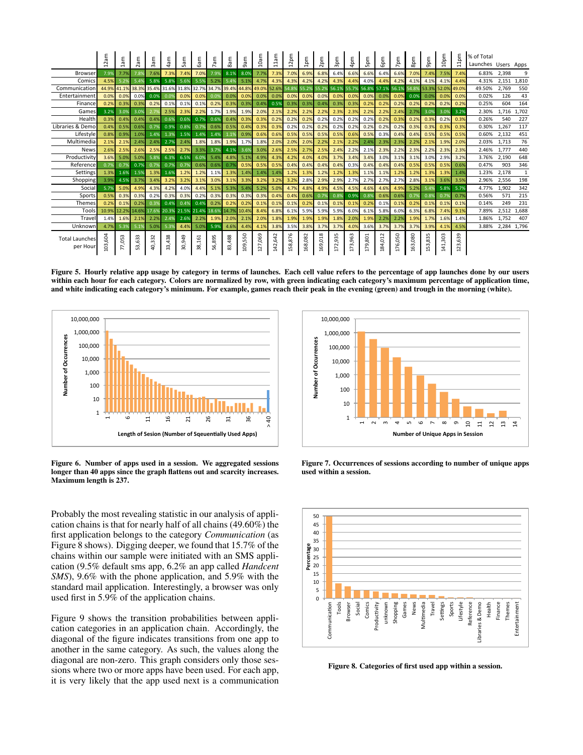| | 12am | 1am | 2am | 3am | 4am | 5am | 6am | 7am | 8am | 9am | 10am | 11am | 12pm | 1pm | 2pm | 3pm | 4pm | 5pm | 6pm | 7pm | 8pm | 9pm | 10pm | 11pm | % of Total Launches | Users | Apps |
|---|---|---|---|---|---|---|---|---|---|---|---|---|---|---|---|---|---|---|---|---|---|---|---|---|---|---|---|
| Browser | 7.9% | 7.7% | 7.8% | 7.6% | 7.3% | 7.4% | 7.0% | 7.9% | 8.1% | 8.0% | 7.7% | 7.3% | 7.0% | 6.9% | 6.8% | 6.4% | 6.6% | 6.6% | 6.4% | 6.6% | 7.0% | 7.4% | 7.5% | 7.4% | 6.83% | 2,398 | 9 |
| Comics | 4.5% | 5.2% | 5.4% | 5.8% | 5.8% | 5.6% | 5.5% | 5.2% | 5.4% | 5.1% | 4.7% | 4.3% | 4.3% | 4.2% | 4.2% | 4.3% | 4.4% | 4.0% | 4.4% | 4.2% | 4.1% | 4.1% | 4.1% | 4.4% | 4.31% | 2,151 | 1,810 |
| Communication | 44.9% | 41.1% | 38.3% | 35.4% | 31.6% | 31.8% | 32.7% | 34.7% | 39.4% | 44.8% | 49.0% | 52.6% | 54.8% | 55.2% | 55.2% | 56.1% | 55.7% | 56.8% | 57.1% | 56.1% | 54.8% | 53.3% | 52.0% | 49.0% | 49.50% | 2,769 | 550 |
| Entertainment | 0.0% | 0.0% | 0.0% | 0.0% | 0.0% | 0.0% | 0.0% | 0.0% | 0.0% | 0.0% | 0.0% | 0.0% | 0.0% | 0.0% | 0.0% | 0.0% | 0.0% | 0.0% | 0.0% | 0.0% | 0.0% | 0.0% | 0.0% | 0.0% | 0.02% | 126 | 43 |
| Finance | 0.2% | 0.3% | 0.3% | 0.2% | 0.1% | 0.1% | 0.1% | 0.2% | 0.3% | 0.3% | 0.4% | 0.5% | 0.3% | 0.3% | 0.4% | 0.3% | 0.3% | 0.2% | 0.2% | 0.2% | 0.2% | 0.2% | 0.2% | 0.2% | 0.25% | 604 | 164 |
| Games | 3.2% | 3.0% | 3.0% | 2.7% | 2.5% | 2.3% | 2.2% | 1.7% | 1.9% | 1.9% | 2.0% | 2.1% | 2.2% | 2.2% | 2.2% | 2.3% | 2.3% | 2.2% | 2.2% | 2.4% | 2.7% | 3.0% | 3.0% | 3.2% | 2.30% | 1,716 | 1,702 |
| Health | 0.3% | 0.4% | 0.4% | 0.4% | 0.6% | 0.6% | 0.7% | 0.6% | 0.4% | 0.3% | 0.3% | 0.2% | 0.2% | 0.2% | 0.2% | 0.2% | 0.2% | 0.2% | 0.2% | 0.3% | 0.2% | 0.3% | 0.2% | 0.3% | 0.26% | 540 | 227 |
| Libraries & Demo | 0.4% | 0.5% | 0.6% | 0.7% | 0.9% | 0.8% | 0.7% | 0.6% | 0.5% | 0.4% | 0.3% | 0.3% | 0.2% | 0.2% | 0.2% | 0.2% | 0.2% | 0.2% | 0.2% | 0.2% | 0.3% | 0.3% | 0.3% | 0.3% | 0.30% | 1,267 | 117 |
| Lifestyle | 0.8% | 0.9% | 1.0% | 1.4% | 1.3% | 1.5% | 1.4% | 1.4% | 1.1% | 0.9% | 0.6% | 0.6% | 0.5% | 0.5% | 0.5% | 0.5% | 0.6% | 0.5% | 0.3% | 0.4% | 0.4% | 0.5% | 0.5% | 0.5% | 0.60% | 2,132 | 451 |
| Multimedia | 2.1% | 2.1% | 2.4% | 2.4% | 2.7% | 2.4% | 1.8% | 1.8% | 1.9% | 1.7% | 1.8% | 2.0% | 2.0% | 2.0% | 2.2% | 2.1% | 2.2% | 2.4% | 2.3% | 2.3% | 2.2% | 2.1% | 1.9% | 2.0% | 2.03% | 1,713 | 76 |
| News | 2.6% | 2.5% | 2.6% | 2.5% | 2.5% | 2.7% | 3.3% | 3.7% | 4.1% | 3.6% | 3.0% | 2.6% | 2.5% | 2.7% | 2.5% | 2.4% | 2.2% | 2.1% | 2.3% | 2.2% | 2.3% | 2.2% | 2.3% | 2.3% | 2.46% | 1,777 | 440 |
| Productivity | 3.6% | 5.0% | 5.0% | 5.8% | 6.3% | 6.5% | 6.0% | 5.4% | 4.8% | 5.1% | 4.9% | 4.3% | 4.2% | 4.0% | 4.0% | 3.7% | 3.4% | 3.4% | 3.0% | 3.1% | 3.1% | 3.0% | 2.9% | 3.2% | 3.76% | 2,190 | 648 |
| Reference | 0.7% | 0.7% | 0.7% | 0.7% | 0.7% | 0.7% | 0.6% | 0.6% | 0.7% | 0.5% | 0.5% | 0.5% | 0.4% | 0.4% | 0.4% | 0.4% | 0.3% | 0.4% | 0.4% | 0.4% | 0.5% | 0.5% | 0.5% | 0.6% | 0.47% | 903 | 346 |
| Settings | 1.3% | 1.6% | 1.5% | 1.3% | 1.6% | 1.2% | 1.2% | 1.1% | 1.3% | 1.4% | 1.4% | 1.4% | 1.2% | 1.3% | 1.2% | 1.2% | 1.3% | 1.1% | 1.1% | 1.2% | 1.2% | 1.3% | 1.3% | 1.4% | 1.23% | 2,178 | 1 |
| Shopping | 3.9% | 4.5% | 3.7% | 3.4% | 3.2% | 3.2% | 3.1% | 3.0% | 3.1% | 3.3% | 3.2% | 3.2% | 3.2% | 2.8% | 2.9% | 2.9% | 2.7% | 2.7% | 2.7% | 2.7% | 2.8% | 3.1% | 3.6% | 3.5% | 2.96% | 2,556 | 198 |
| Social | 5.7% | 5.0% | 4.9% | 4.3% | 4.2% | 4.0% | 4.4% | 5.1% | 5.3% | 5.4% | 5.2% | 5.0% | 4.7% | 4.8% | 4.9% | 4.5% | 4.5% | 4.6% | 4.6% | 4.9% | 5.2% | 5.4% | 5.8% | 5.7% | 4.77% | 1,902 | 342 |
| Sports | 0.5% | 0.3% | 0.3% | 0.2% | 0.3% | 0.3% | 0.2% | 0.3% | 0.3% | 0.3% | 0.3% | 0.4% | 0.4% | 0.6% | 0.7% | 0.8% | 0.9% | 0.8% | 0.6% | 0.6% | 0.7% | 0.8% | 0.7% | 0.7% | 0.56% | 571 | 215 |
| Themes | 0.2% | 0.1% | 0.2% | 0.3% | 0.4% | 0.4% | 0.4% | 0.2% | 0.2% | 0.2% | 0.1% | 0.1% | 0.1% | 0.2% | 0.1% | 0.1% | 0.1% | 0.2% | 0.1% | 0.1% | 0.2% | 0.1% | 0.1% | 0.1% | 0.14% | 249 | 231 |
| Tools | 10.9% | 12.2% | 14.6% | 17.6% | 20.3% | 21.5% | 21.4% | 18.6% | 14.7% | 10.4% | 8.4% | 6.8% | 6.1% | 5.9% | 5.9% | 5.9% | 6.0% | 6.1% | 5.8% | 6.0% | 6.3% | 6.8% | 7.4% | 9.1% | 7.89% | 2,512 | 1,688 |
| Travel | 1.4% | 1.6% | 2.1% | 2.2% | 2.4% | 2.6% | 2.2% | 1.9% | 2.0% | 2.1% | 2.0% | 1.8% | 1.9% | 1.9% | 1.9% | 1.8% | 2.0% | 1.9% | 2.2% | 2.2% | 1.9% | 1.7% | 1.6% | 1.4% | 1.86% | 1,752 | 407 |
| Unknown | 4.7% | 5.3% | 5.1% | 5.0% | 5.3% | 4.4% | 5.0% | 5.9% | 4.6% | 4.4% | 4.1% | 3.8% | 3.5% | 3.8% | 3.7% | 3.7% | 4.0% | 3.6% | 3.7% | 3.7% | 3.7% | 3.9% | 4.1% | 4.5% | 3.88% | 2,284 | 1,796 |
| Total Launches per Hour | 103,604 | 77,053 | 53,633 | 40,332 | 33,438 | 30,949 | 38,161 | 56,895 | 83,488 | 109,550 | 127,069 | 142,642 | 158,876 | 168,082 | 169,018 | 172,935 | 173,963 | 179,801 | 184,012 | 176,050 | 163,080 | 153,835 | 141,303 | 123,639 | | | |

**Figure 5. Hourly relative app usage by category in terms of launches. Each cell value refers to the percentage of app launches done by our users within each hour for each category. Colors are normalized by row, with green indicating each category's maximum percentage of application time, and white indicating each category's minimum. For example, games reach their peak in the evening (green) and trough in the morning (white).**

**Figure 6. Number of apps used in a session. We aggregated sessions longer than 40 apps since the graph flattens out and scarcity increases. Maximum length is 237.**

**Figure 7. Occurrences of sessions according to number of unique apps used within a session.**

**Figure 8. Categories of first used app within a session.**

Probably the most revealing statistic in our analysis of application chains is that for nearly half of all chains (49.60%) the first application belongs to the category *Communication* (as Figure 8 shows). Digging deeper, we found that 15.7% of the chains within our sample were initiated with an SMS application (9.5% default sms app, 6.2% an app called *Handcent SMS*), 9.6% with the phone application, and 5.9% with the standard mail application. Interestingly, a browser was only used first in 5.9% of the application chains.

Figure 9 shows the transition probabilities between application categories in an application chain. Accordingly, the diagonal of the figure indicates transitions from one app to another in the same category. As such, the values along the diagonal are non-zero. This graph considers only those sessions where two or more apps have been used. For each app, it is very likely that the app used next is a communication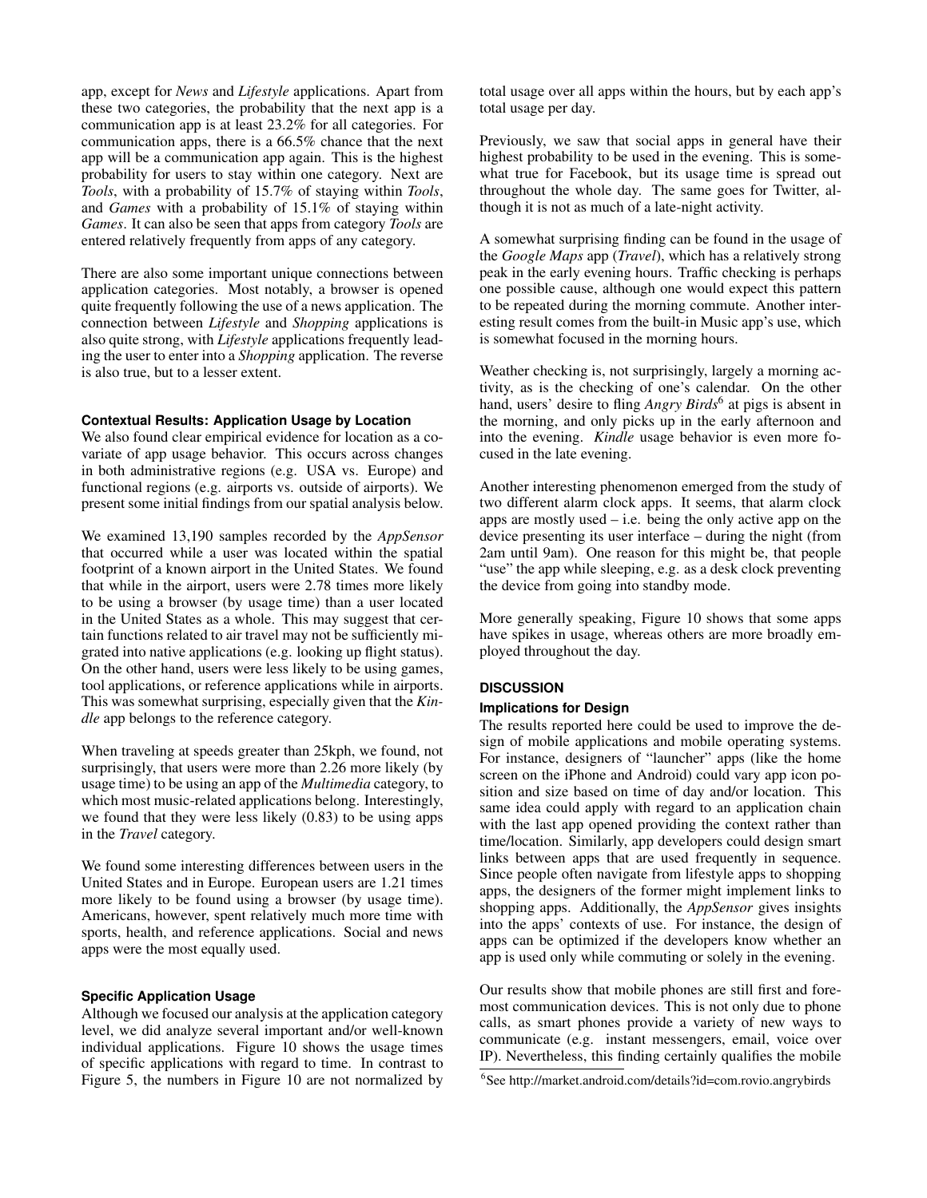app, except for *News* and *Lifestyle* applications. Apart from these two categories, the probability that the next app is a communication app is at least 23.2% for all categories. For communication apps, there is a 66.5% chance that the next app will be a communication app again. This is the highest probability for users to stay within one category. Next are *Tools*, with a probability of 15.7% of staying within *Tools*, and *Games* with a probability of 15.1% of staying within *Games*. It can also be seen that apps from category *Tools* are entered relatively frequently from apps of any category.

There are also some important unique connections between application categories. Most notably, a browser is opened quite frequently following the use of a news application. The connection between *Lifestyle* and *Shopping* applications is also quite strong, with *Lifestyle* applications frequently leading the user to enter into a *Shopping* application. The reverse is also true, but to a lesser extent.

#### Contextual Results: Application Usage by Location

We also found clear empirical evidence for location as a covariate of app usage behavior. This occurs across changes in both administrative regions (e.g. USA vs. Europe) and functional regions (e.g. airports vs. outside of airports). We present some initial findings from our spatial analysis below.

We examined 13,190 samples recorded by the *AppSensor* that occurred while a user was located within the spatial footprint of a known airport in the United States. We found that while in the airport, users were 2.78 times more likely to be using a browser (by usage time) than a user located in the United States as a whole. This may suggest that certain functions related to air travel may not be sufficiently migrated into native applications (e.g. looking up flight status). On the other hand, users were less likely to be using games, tool applications, or reference applications while in airports. This was somewhat surprising, especially given that the *Kindle* app belongs to the reference category.

When traveling at speeds greater than 25kph, we found, not surprisingly, that users were more than 2.26 more likely (by usage time) to be using an app of the *Multimedia* category, to which most music-related applications belong. Interestingly, we found that they were less likely (0.83) to be using apps in the *Travel* category.

We found some interesting differences between users in the United States and in Europe. European users are 1.21 times more likely to be found using a browser (by usage time). Americans, however, spent relatively much more time with sports, health, and reference applications. Social and news apps were the most equally used.

#### Specific Application Usage

Although we focused our analysis at the application category level, we did analyze several important and/or well-known individual applications. Figure 10 shows the usage times of specific applications with regard to time. In contrast to Figure 5, the numbers in Figure 10 are not normalized by total usage over all apps within the hours, but by each app's total usage per day.

Previously, we saw that social apps in general have their highest probability to be used in the evening. This is somewhat true for Facebook, but its usage time is spread out throughout the whole day. The same goes for Twitter, although it is not as much of a late-night activity.

A somewhat surprising finding can be found in the usage of the *Google Maps* app (*Travel*), which has a relatively strong peak in the early evening hours. Traffic checking is perhaps one possible cause, although one would expect this pattern to be repeated during the morning commute. Another interesting result comes from the built-in Music app's use, which is somewhat focused in the morning hours.

Weather checking is, not surprisingly, largely a morning activity, as is the checking of one's calendar. On the other hand, users' desire to fling *Angry Birds*[6] at pigs is absent in the morning, and only picks up in the early afternoon and into the evening. *Kindle* usage behavior is even more focused in the late evening.

Another interesting phenomenon emerged from the study of two different alarm clock apps. It seems, that alarm clock apps are mostly used – i.e. being the only active app on the device presenting its user interface – during the night (from 2am until 9am). One reason for this might be, that people "use" the app while sleeping, e.g. as a desk clock preventing the device from going into standby mode.

More generally speaking, Figure 10 shows that some apps have spikes in usage, whereas others are more broadly employed throughout the day.

### DISCUSSION

#### Implications for Design

The results reported here could be used to improve the design of mobile applications and mobile operating systems. For instance, designers of "launcher" apps (like the home screen on the iPhone and Android) could vary app icon position and size based on time of day and/or location. This same idea could apply with regard to an application chain with the last app opened providing the context rather than time/location. Similarly, app developers could design smart links between apps that are used frequently in sequence. Since people often navigate from lifestyle apps to shopping apps, the designers of the former might implement links to shopping apps. Additionally, the *AppSensor* gives insights into the apps' contexts of use. For instance, the design of apps can be optimized if the developers know whether an app is used only while commuting or solely in the evening.

Our results show that mobile phones are still first and foremost communication devices. This is not only due to phone calls, as smart phones provide a variety of new ways to communicate (e.g. instant messengers, email, voice over IP). Nevertheless, this finding certainly qualifies the mobile

[6] See http://market.android.com/details?id=com.rovio.angrybirds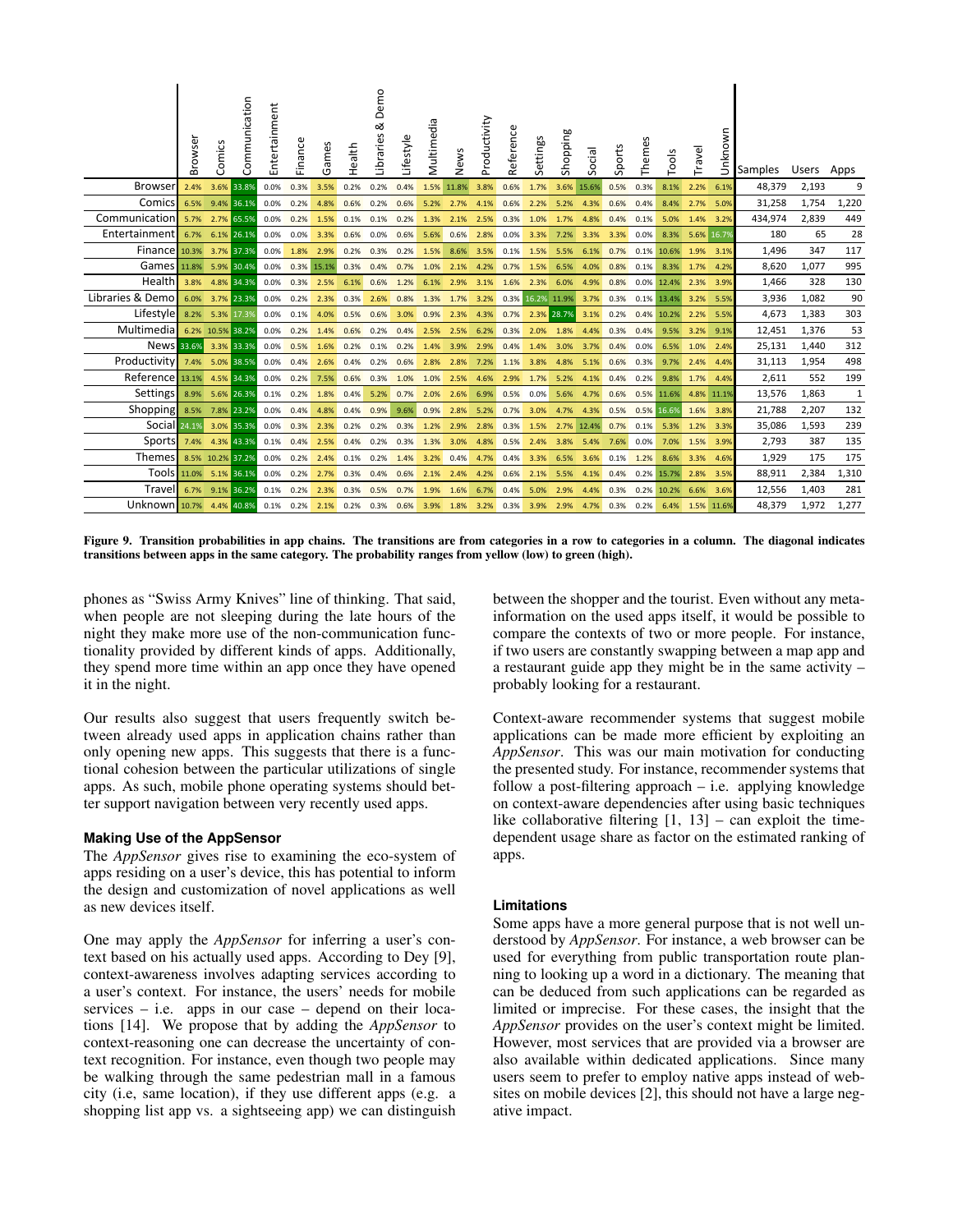| | Browser | Comics | Communication | Entertainment | Finance | Games | Health | Libraries & Demo | Lifestyle | Multimedia | News | Productivity | Reference | Settings | Shopping | Social | Sports | Themes | Tools | Travel | Unknown | Samples | Users | Apps |
|---|---|---|---|---|---|---|---|---|---|---|---|---|---|---|---|---|---|---|---|---|---|---|---|---|
| Browser | 2.4% | 3.6% | 33.8% | 0.0% | 0.3% | 3.5% | 0.2% | 0.2% | 0.4% | 1.5% | 11.8% | 3.8% | 0.6% | 1.7% | 3.6% | 15.6% | 0.5% | 0.3% | 8.1% | 2.2% | 6.1% | 48,379 | 2,193 | 9 |
| Comics | 6.5% | 9.4% | 36.1% | 0.0% | 0.2% | 4.8% | 0.6% | 0.2% | 0.6% | 5.2% | 2.7% | 4.1% | 0.6% | 2.2% | 5.2% | 4.3% | 0.6% | 0.4% | 8.4% | 2.7% | 5.0% | 31,258 | 1,754 | 1,220 |
| Communication | 5.7% | 2.7% | 65.5% | 0.0% | 0.2% | 1.5% | 0.1% | 0.1% | 0.2% | 1.3% | 2.1% | 2.5% | 0.3% | 1.0% | 1.7% | 4.8% | 0.4% | 0.1% | 5.0% | 1.4% | 3.2% | 434,974 | 2,839 | 449 |
| Entertainment | 6.7% | 6.1% | 26.1% | 0.0% | 0.0% | 3.3% | 0.6% | 0.0% | 0.6% | 5.6% | 0.6% | 2.8% | 0.0% | 3.3% | 7.2% | 3.3% | 3.3% | 0.0% | 8.3% | 5.6% | 16.7% | 180 | 65 | 28 |
| Finance | 10.3% | 3.7% | 37.3% | 0.0% | 1.8% | 2.9% | 0.2% | 0.3% | 0.2% | 1.5% | 8.6% | 3.5% | 0.1% | 1.5% | 5.5% | 6.1% | 0.7% | 0.1% | 10.6% | 1.9% | 3.1% | 1,496 | 347 | 117 |
| Games | 11.8% | 5.9% | 30.4% | 0.0% | 0.3% | 15.1% | 0.3% | 0.4% | 0.7% | 1.0% | 2.1% | 4.2% | 0.7% | 1.5% | 6.5% | 4.0% | 0.8% | 0.1% | 8.3% | 1.7% | 4.2% | 8,620 | 1,077 | 995 |
| Health | 3.8% | 4.8% | 34.3% | 0.0% | 0.3% | 2.5% | 6.1% | 0.6% | 1.2% | 6.1% | 2.9% | 3.1% | 1.6% | 2.3% | 6.0% | 4.9% | 0.8% | 0.0% | 12.4% | 2.3% | 3.9% | 1,466 | 328 | 130 |
| Libraries & Demo | 6.0% | 3.7% | 23.3% | 0.0% | 0.2% | 2.3% | 0.3% | 2.6% | 0.8% | 1.3% | 1.7% | 3.2% | 0.3% | 16.2% | 11.9% | 3.7% | 0.3% | 0.1% | 13.4% | 3.2% | 5.5% | 3,936 | 1,082 | 90 |
| Lifestyle | 8.2% | 5.3% | 17.3% | 0.0% | 0.1% | 4.0% | 0.5% | 0.6% | 3.0% | 0.9% | 2.3% | 4.3% | 0.7% | 2.3% | 28.7% | 3.1% | 0.2% | 0.4% | 10.2% | 2.2% | 5.5% | 4,673 | 1,383 | 303 |
| Multimedia | 6.2% | 10.5% | 38.2% | 0.0% | 0.2% | 1.4% | 0.6% | 0.2% | 0.4% | 2.5% | 2.5% | 6.2% | 0.3% | 2.0% | 1.8% | 4.4% | 0.3% | 0.4% | 9.5% | 3.2% | 9.1% | 12,451 | 1,376 | 53 |
| News | 33.6% | 3.3% | 33.3% | 0.0% | 0.5% | 1.6% | 0.2% | 0.1% | 0.2% | 1.4% | 3.9% | 2.9% | 0.4% | 1.4% | 3.0% | 3.7% | 0.4% | 0.0% | 6.5% | 1.0% | 2.4% | 25,131 | 1,440 | 312 |
| Productivity | 7.4% | 5.0% | 38.5% | 0.0% | 0.4% | 2.6% | 0.4% | 0.2% | 0.6% | 2.8% | 2.8% | 7.2% | 1.1% | 3.8% | 4.8% | 5.1% | 0.6% | 0.3% | 9.7% | 2.4% | 4.4% | 31,113 | 1,954 | 498 |
| Reference | 13.1% | 4.5% | 34.3% | 0.0% | 0.2% | 7.5% | 0.6% | 0.3% | 1.0% | 1.0% | 2.5% | 4.6% | 2.9% | 1.7% | 5.2% | 4.1% | 0.4% | 0.2% | 9.8% | 1.7% | 4.4% | 2,611 | 552 | 199 |
| Settings | 8.9% | 5.6% | 26.3% | 0.1% | 0.2% | 1.8% | 0.4% | 5.2% | 0.7% | 2.0% | 2.6% | 6.9% | 0.5% | 0.0% | 5.6% | 4.7% | 0.6% | 0.5% | 11.6% | 4.8% | 11.1% | 13,576 | 1,863 | 1 |
| Shopping | 8.5% | 7.8% | 23.2% | 0.0% | 0.4% | 4.8% | 0.4% | 0.9% | 9.6% | 0.9% | 2.8% | 5.2% | 0.7% | 3.0% | 4.7% | 4.3% | 0.5% | 0.5% | 16.6% | 1.6% | 3.8% | 21,788 | 2,207 | 132 |
| Social | 24.1% | 3.0% | 35.3% | 0.0% | 0.3% | 2.3% | 0.2% | 0.2% | 0.3% | 1.2% | 2.9% | 2.8% | 0.3% | 1.5% | 2.7% | 12.4% | 0.7% | 0.1% | 5.3% | 1.2% | 3.3% | 35,086 | 1,593 | 239 |
| Sports | 7.4% | 4.3% | 43.3% | 0.1% | 0.4% | 2.5% | 0.4% | 0.2% | 0.3% | 1.3% | 3.0% | 4.8% | 0.5% | 2.4% | 3.8% | 5.4% | 7.6% | 0.0% | 7.0% | 1.5% | 3.9% | 2,793 | 387 | 135 |
| Themes | 8.5% | 10.2% | 37.2% | 0.0% | 0.2% | 2.4% | 0.1% | 0.2% | 1.4% | 3.2% | 0.4% | 4.7% | 0.4% | 3.3% | 6.5% | 3.6% | 0.1% | 1.2% | 8.6% | 3.3% | 4.6% | 1,929 | 175 | 175 |
| Tools | 11.0% | 5.1% | 36.1% | 0.0% | 0.2% | 2.7% | 0.3% | 0.4% | 0.6% | 2.1% | 2.4% | 4.2% | 0.6% | 2.1% | 5.5% | 4.1% | 0.4% | 0.2% | 15.7% | 2.8% | 3.5% | 88,911 | 2,384 | 1,310 |
| Travel | 6.7% | 9.1% | 36.2% | 0.1% | 0.2% | 2.3% | 0.3% | 0.5% | 0.7% | 1.9% | 1.6% | 6.7% | 0.4% | 5.0% | 2.9% | 4.4% | 0.3% | 0.2% | 10.2% | 6.6% | 3.6% | 12,556 | 1,403 | 281 |
| Unknown | 10.7% | 4.4% | 40.8% | 0.1% | 0.2% | 2.1% | 0.2% | 0.3% | 0.6% | 3.9% | 1.8% | 3.2% | 0.3% | 3.9% | 2.9% | 4.7% | 0.3% | 0.2% | 6.4% | 1.5% | 11.6% | 48,379 | 1,972 | 1,277 |

**Figure 9. Transition probabilities in app chains. The transitions are from categories in a row to categories in a column. The diagonal indicates transitions between apps in the same category. The probability ranges from yellow (low) to green (high).**

phones as "Swiss Army Knives" line of thinking. That said, when people are not sleeping during the late hours of the night they make more use of the non-communication functionality provided by different kinds of apps. Additionally, they spend more time within an app once they have opened it in the night.

Our results also suggest that users frequently switch between already used apps in application chains rather than only opening new apps. This suggests that there is a functional cohesion between the particular utilizations of single apps. As such, mobile phone operating systems should better support navigation between very recently used apps.

### Making Use of the AppSensor

The *AppSensor* gives rise to examining the eco-system of apps residing on a user's device, this has potential to inform the design and customization of novel applications as well as new devices itself.

One may apply the *AppSensor* for inferring a user's context based on his actually used apps. According to Dey [9], context-awareness involves adapting services according to a user's context. For instance, the users' needs for mobile services – i.e. apps in our case – depend on their locations [14]. We propose that by adding the *AppSensor* to context-reasoning one can decrease the uncertainty of context recognition. For instance, even though two people may be walking through the same pedestrian mall in a famous city (i.e, same location), if they use different apps (e.g. a shopping list app vs. a sightseeing app) we can distinguish between the shopper and the tourist. Even without any meta-information on the used apps itself, it would be possible to compare the contexts of two or more people. For instance, if two users are constantly swapping between a map app and a restaurant guide app they might be in the same activity – probably looking for a restaurant.

Context-aware recommender systems that suggest mobile applications can be made more efficient by exploiting an *AppSensor*. This was our main motivation for conducting the presented study. For instance, recommender systems that follow a post-filtering approach – i.e. applying knowledge on context-aware dependencies after using basic techniques like collaborative filtering [1, 13] – can exploit the time-dependent usage share as factor on the estimated ranking of apps.

### Limitations

Some apps have a more general purpose that is not well understood by *AppSensor*. For instance, a web browser can be used for everything from public transportation route planning to looking up a word in a dictionary. The meaning that can be deduced from such applications can be regarded as limited or imprecise. For these cases, the insight that the *AppSensor* provides on the user's context might be limited. However, most services that are provided via a browser are also available within dedicated applications. Since many users seem to prefer to employ native apps instead of websites on mobile devices [2], this should not have a large negative impact.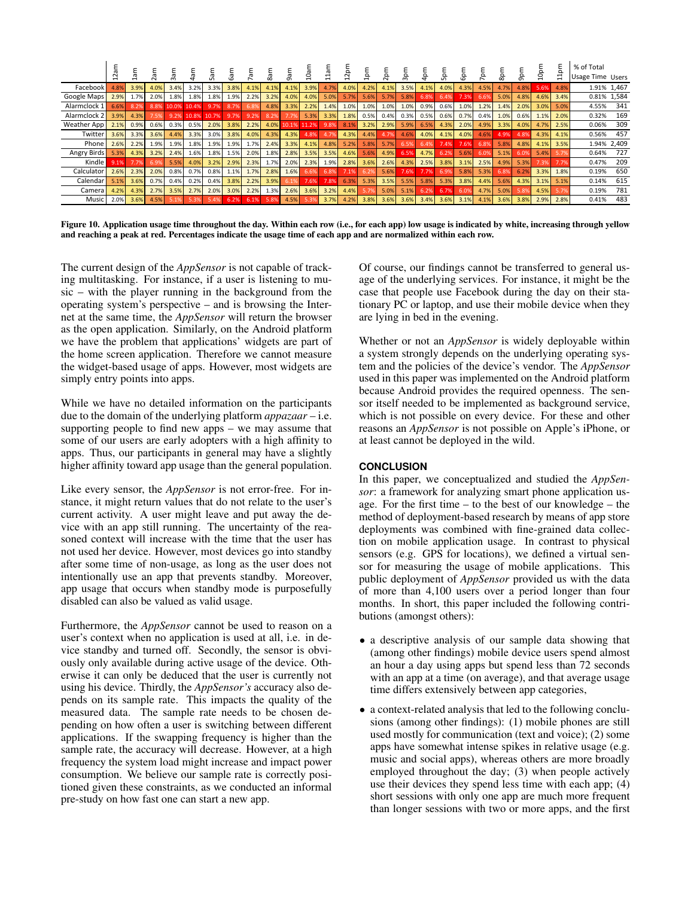| | 12am | 1am | 2am | 3am | 4am | 5am | 6am | 7am | 8am | 9am | 10am | 11am | 12pm | 1pm | 2pm | 3pm | 4pm | 5pm | 6pm | 7pm | 8pm | 9pm | 10pm | 11pm | % of Total Usage Time | Users |
|---|---|---|---|---|---|---|---|---|---|---|---|---|---|---|---|---|---|---|---|---|---|---|---|---|---|---|
| Facebook | 4.8% | 3.9% | 4.0% | 3.4% | 3.2% | 3.3% | 3.8% | 4.1% | 4.1% | 4.1% | 3.9% | 4.7% | 4.0% | 4.2% | 4.1% | 3.5% | 4.1% | 4.0% | 4.3% | 4.5% | 4.7% | 4.8% | 5.6% | 4.8% | 1.91% | 1,467 |
| Google Maps | 2.9% | 1.7% | 2.0% | 1.8% | 1.8% | 1.8% | 1.9% | 2.2% | 3.2% | 4.0% | 4.0% | 5.0% | 5.7% | 5.6% | 5.7% | 5.8% | 6.8% | 6.4% | 7.3% | 6.6% | 5.0% | 4.8% | 4.6% | 3.4% | 0.81% | 1,584 |
| Alarmclock 1 | 6.6% | 8.2% | 8.8% | 10.0% | 10.4% | 9.7% | 8.7% | 6.8% | 4.8% | 3.3% | 2.2% | 1.4% | 1.0% | 1.0% | 1.0% | 1.0% | 0.9% | 0.6% | 1.0% | 1.2% | 1.4% | 2.0% | 3.0% | 5.0% | 4.55% | 341 |
| Alarmclock 2 | 3.9% | 4.3% | 7.5% | 9.2% | 10.8% | 10.7% | 9.7% | 9.2% | 8.2% | 7.7% | 5.3% | 3.3% | 1.8% | 0.5% | 0.4% | 0.3% | 0.5% | 0.6% | 0.7% | 0.4% | 1.0% | 0.6% | 1.1% | 2.0% | 0.32% | 169 |
| Weather App | 2.1% | 0.9% | 0.6% | 0.3% | 0.5% | 2.0% | 3.8% | 2.2% | 4.0% | 10.1% | 11.2% | 9.8% | 8.1% | 3.2% | 2.9% | 5.9% | 6.5% | 4.3% | 2.0% | 4.9% | 3.3% | 4.0% | 4.7% | 2.5% | 0.06% | 309 |
| Twitter | 3.6% | 3.3% | 3.6% | 4.4% | 3.3% | 3.0% | 3.8% | 4.0% | 4.3% | 4.3% | 4.8% | 4.7% | 4.3% | 4.4% | 4.7% | 4.6% | 4.0% | 4.1% | 4.0% | 4.6% | 4.9% | 4.8% | 4.3% | 4.1% | 0.56% | 457 |
| Phone | 2.6% | 2.2% | 1.9% | 1.9% | 1.8% | 1.9% | 1.9% | 1.7% | 2.4% | 3.3% | 4.1% | 4.8% | 5.2% | 5.8% | 5.7% | 6.5% | 6.4% | 7.4% | 7.6% | 6.8% | 5.8% | 4.8% | 4.1% | 3.5% | 1.94% | 2,409 |
| Angry Birds | 5.3% | 4.3% | 3.2% | 2.4% | 1.6% | 1.8% | 1.5% | 2.0% | 1.8% | 2.8% | 3.5% | 3.5% | 4.6% | 5.6% | 4.9% | 6.5% | 4.7% | 6.2% | 5.6% | 6.0% | 5.1% | 6.0% | 5.4% | 5.7% | 0.64% | 727 |
| Kindle | 9.1% | 7.7% | 6.9% | 5.5% | 4.0% | 3.2% | 2.9% | 2.3% | 1.7% | 2.0% | 2.3% | 1.9% | 2.8% | 3.6% | 2.6% | 4.3% | 2.5% | 3.8% | 3.1% | 2.5% | 4.9% | 5.3% | 7.3% | 7.7% | 0.47% | 209 |
| Calculator | 2.6% | 2.3% | 2.0% | 0.8% | 0.7% | 0.8% | 1.1% | 1.7% | 2.8% | 1.6% | 6.6% | 6.8% | 7.1% | 6.2% | 5.6% | 7.6% | 7.7% | 6.9% | 5.8% | 5.3% | 6.8% | 6.2% | 3.3% | 1.8% | 0.19% | 650 |
| Calendar | 5.1% | 3.6% | 0.7% | 0.4% | 0.2% | 0.4% | 3.8% | 2.2% | 3.9% | 6.1% | 7.6% | 7.8% | 6.3% | 5.3% | 3.5% | 5.5% | 5.8% | 5.3% | 3.8% | 4.4% | 5.6% | 4.3% | 3.1% | 5.1% | 0.14% | 615 |
| Camera | 4.2% | 4.3% | 2.7% | 3.5% | 2.7% | 2.0% | 3.0% | 2.2% | 1.3% | 2.6% | 3.6% | 3.2% | 4.4% | 5.7% | 5.0% | 5.1% | 6.2% | 6.7% | 6.0% | 4.7% | 5.0% | 5.8% | 4.5% | 5.7% | 0.19% | 781 |
| Music | 2.0% | 3.6% | 4.5% | 5.1% | 5.3% | 5.4% | 6.2% | 6.1% | 5.8% | 4.5% | 5.3% | 3.7% | 4.2% | 3.8% | 3.6% | 3.6% | 3.4% | 3.6% | 3.1% | 4.1% | 3.6% | 3.8% | 2.9% | 2.8% | 0.41% | 483 |

**Figure 10. Application usage time throughout the day. Within each row (i.e., for each app) low usage is indicated by white, increasing through yellow and reaching a peak at red. Percentages indicate the usage time of each app and are normalized within each row.**

The current design of the *AppSensor* is not capable of tracking multitasking. For instance, if a user is listening to music – with the player running in the background from the operating system's perspective – and is browsing the Internet at the same time, the *AppSensor* will return the browser as the open application. Similarly, on the Android platform we have the problem that applications' widgets are part of the home screen application. Therefore we cannot measure the widget-based usage of apps. However, most widgets are simply entry points into apps.

While we have no detailed information on the participants due to the domain of the underlying platform *appazaar* – i.e. supporting people to find new apps – we may assume that some of our users are early adopters with a high affinity to apps. Thus, our participants in general may have a slightly higher affinity toward app usage than the general population.

Like every sensor, the *AppSensor* is not error-free. For instance, it might return values that do not relate to the user's current activity. A user might leave and put away the device with an app still running. The uncertainty of the reasoned context will increase with the time that the user has not used her device. However, most devices go into standby after some time of non-usage, as long as the user does not intentionally use an app that prevents standby. Moreover, app usage that occurs when standby mode is purposefully disabled can also be valued as valid usage.

Furthermore, the *AppSensor* cannot be used to reason on a user's context when no application is used at all, i.e. in device standby and turned off. Secondly, the sensor is obviously only available during active usage of the device. Otherwise it can only be deduced that the user is currently not using his device. Thirdly, the *AppSensor's* accuracy also depends on its sample rate. This impacts the quality of the measured data. The sample rate needs to be chosen depending on how often a user is switching between different applications. If the swapping frequency is higher than the sample rate, the accuracy will decrease. However, at a high frequency the system load might increase and impact power consumption. We believe our sample rate is correctly positioned given these constraints, as we conducted an informal pre-study on how fast one can start a new app.

Of course, our findings cannot be transferred to general usage of the underlying services. For instance, it might be the case that people use Facebook during the day on their stationary PC or laptop, and use their mobile device when they are lying in bed in the evening.

Whether or not an *AppSensor* is widely deployable within a system strongly depends on the underlying operating system and the policies of the device's vendor. The *AppSensor* used in this paper was implemented on the Android platform because Android provides the required openness. The sensor itself needed to be implemented as background service, which is not possible on every device. For these and other reasons an *AppSensor* is not possible on Apple's iPhone, or at least cannot be deployed in the wild.

## CONCLUSION

In this paper, we conceptualized and studied the *AppSensor*: a framework for analyzing smart phone application usage. For the first time – to the best of our knowledge – the method of deployment-based research by means of app store deployments was combined with fine-grained data collection on mobile application usage. In contrast to physical sensors (e.g. GPS for locations), we defined a virtual sensor for measuring the usage of mobile applications. This public deployment of *AppSensor* provided us with the data of more than 4,100 users over a period longer than four months. In short, this paper included the following contributions (amongst others):

- a descriptive analysis of our sample data showing that (among other findings) mobile device users spend almost an hour a day using apps but spend less than 72 seconds with an app at a time (on average), and that average usage time differs extensively between app categories,
- a context-related analysis that led to the following conclusions (among other findings): (1) mobile phones are still used mostly for communication (text and voice); (2) some apps have somewhat intense spikes in relative usage (e.g. music and social apps), whereas others are more broadly employed throughout the day; (3) when people actively use their devices they spend less time with each app; (4) short sessions with only one app are much more frequent than longer sessions with two or more apps, and the first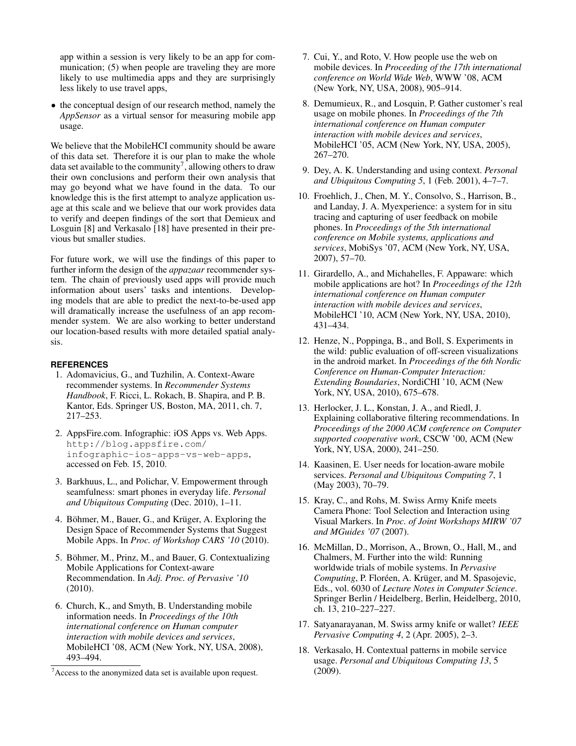app within a session is very likely to be an app for communication; (5) when people are traveling they are more likely to use multimedia apps and they are surprisingly less likely to use travel apps,

- the conceptual design of our research method, namely the *AppSensor* as a virtual sensor for measuring mobile app usage.

We believe that the MobileHCI community should be aware of this data set. Therefore it is our plan to make the whole data set available to the community[7], allowing others to draw their own conclusions and perform their own analysis that may go beyond what we have found in the data. To our knowledge this is the first attempt to analyze application usage at this scale and we believe that our work provides data to verify and deepen findings of the sort that Demieux and Losguin [8] and Verkasalo [18] have presented in their previous but smaller studies.

For future work, we will use the findings of this paper to further inform the design of the *appazaar* recommender system. The chain of previously used apps will provide much information about users' tasks and intentions. Developing models that are able to predict the next-to-be-used app will dramatically increase the usefulness of an app recommender system. We are also working to better understand our location-based results with more detailed spatial analysis.

[7] Access to the anonymized data set is available upon request.

## REFERENCES

1. Adomavicius, G., and Tuzhilin, A. Context-Aware recommender systems. In *Recommender Systems Handbook*, F. Ricci, L. Rokach, B. Shapira, and P. B. Kantor, Eds. Springer US, Boston, MA, 2011, ch. 7, 217–253.
2. AppsFire.com. Infographic: iOS Apps vs. Web Apps. http://blog.appsfire.com/infographic-ios-apps-vs-web-apps, accessed on Feb. 15, 2010.
3. Barkhuus, L., and Polichar, V. Empowerment through seamfulness: smart phones in everyday life. *Personal and Ubiquitous Computing* (Dec. 2010), 1–11.
4. Böhmer, M., Bauer, G., and Krüger, A. Exploring the Design Space of Recommender Systems that Suggest Mobile Apps. In *Proc. of Workshop CARS '10* (2010).
5. Böhmer, M., Prinz, M., and Bauer, G. Contextualizing Mobile Applications for Context-aware Recommendation. In *Adj. Proc. of Pervasive '10* (2010).
6. Church, K., and Smyth, B. Understanding mobile information needs. In *Proceedings of the 10th international conference on Human computer interaction with mobile devices and services*, MobileHCI '08, ACM (New York, NY, USA, 2008), 493–494.
7. Cui, Y., and Roto, V. How people use the web on mobile devices. In *Proceeding of the 17th international conference on World Wide Web*, WWW '08, ACM (New York, NY, USA, 2008), 905–914.
8. Demumieux, R., and Losquin, P. Gather customer's real usage on mobile phones. In *Proceedings of the 7th international conference on Human computer interaction with mobile devices and services*, MobileHCI '05, ACM (New York, NY, USA, 2005), 267–270.
9. Dey, A. K. Understanding and using context. *Personal and Ubiquitous Computing 5*, 1 (Feb. 2001), 4–7–7.
10. Froehlich, J., Chen, M. Y., Consolvo, S., Harrison, B., and Landay, J. A. Myexperience: a system for in situ tracing and capturing of user feedback on mobile phones. In *Proceedings of the 5th international conference on Mobile systems, applications and services*, MobiSys '07, ACM (New York, NY, USA, 2007), 57–70.
11. Girardello, A., and Michahelles, F. Appaware: which mobile applications are hot? In *Proceedings of the 12th international conference on Human computer interaction with mobile devices and services*, MobileHCI '10, ACM (New York, NY, USA, 2010), 431–434.
12. Henze, N., Poppinga, B., and Boll, S. Experiments in the wild: public evaluation of off-screen visualizations in the android market. In *Proceedings of the 6th Nordic Conference on Human-Computer Interaction: Extending Boundaries*, NordiCHI '10, ACM (New York, NY, USA, 2010), 675–678.
13. Herlocker, J. L., Konstan, J. A., and Riedl, J. Explaining collaborative filtering recommendations. In *Proceedings of the 2000 ACM conference on Computer supported cooperative work*, CSCW '00, ACM (New York, NY, USA, 2000), 241–250.
14. Kaasinen, E. User needs for location-aware mobile services. *Personal and Ubiquitous Computing 7*, 1 (May 2003), 70–79.
15. Kray, C., and Rohs, M. Swiss Army Knife meets Camera Phone: Tool Selection and Interaction using Visual Markers. In *Proc. of Joint Workshops MIRW '07 and MGuides '07* (2007).
16. McMillan, D., Morrison, A., Brown, O., Hall, M., and Chalmers, M. Further into the wild: Running worldwide trials of mobile systems. In *Pervasive Computing*, P. Floréen, A. Krüger, and M. Spasojevic, Eds., vol. 6030 of *Lecture Notes in Computer Science*. Springer Berlin / Heidelberg, Berlin, Heidelberg, 2010, ch. 13, 210–227–227.
17. Satyanarayanan, M. Swiss army knife or wallet? *IEEE Pervasive Computing 4*, 2 (Apr. 2005), 2–3.
18. Verkasalo, H. Contextual patterns in mobile service usage. *Personal and Ubiquitous Computing 13*, 5 (2009).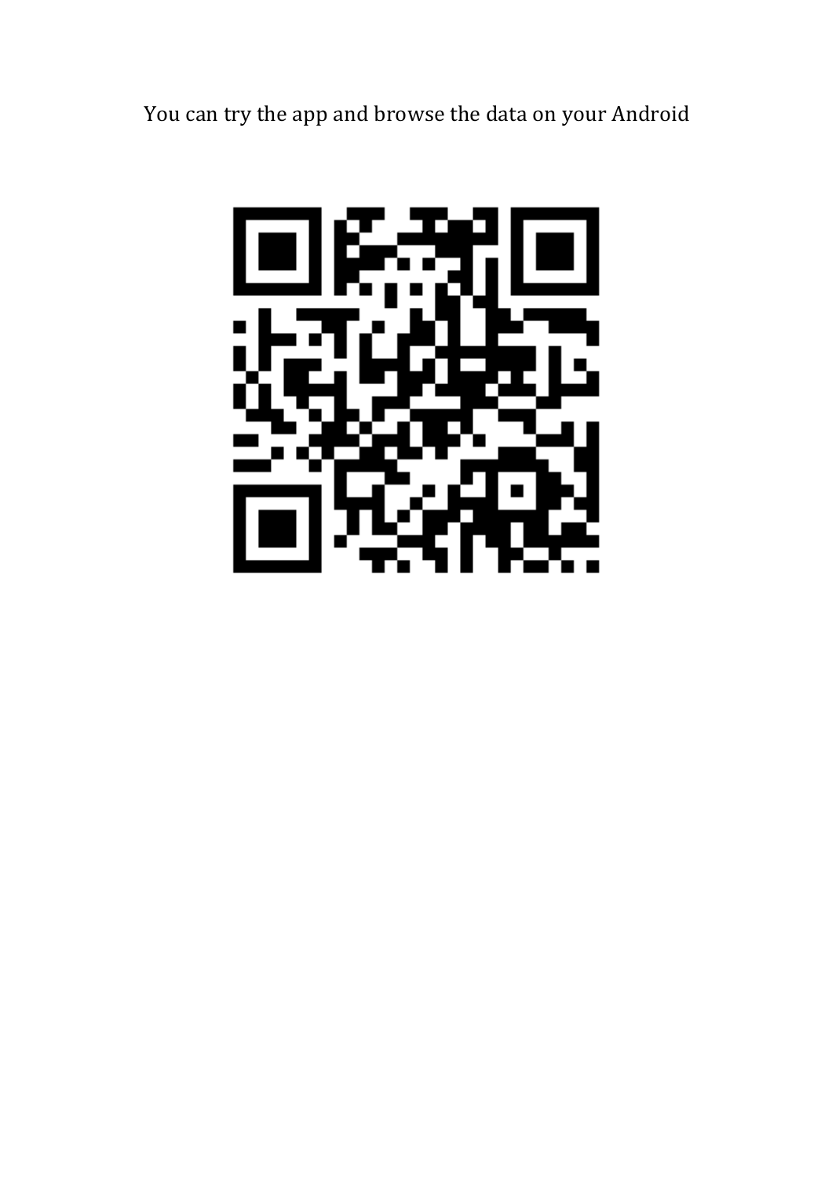You can try the app and browse the data on your Android